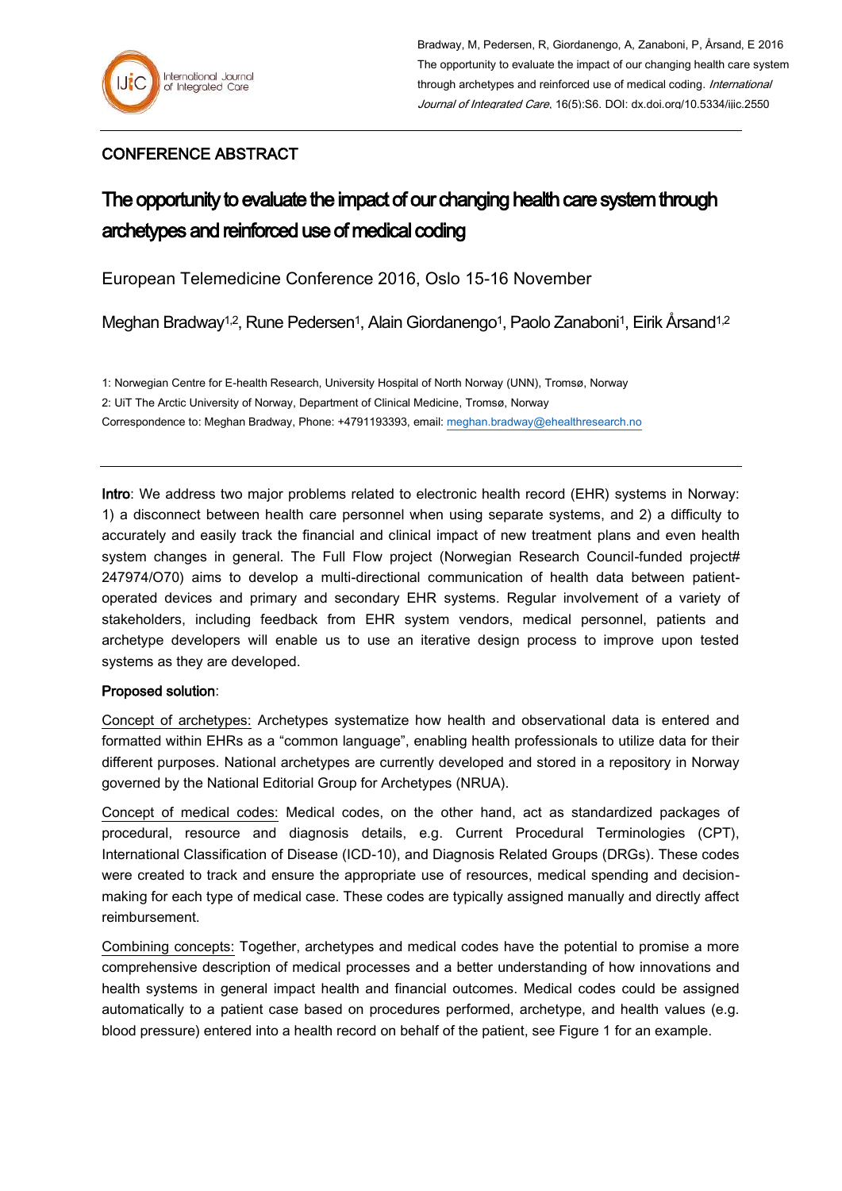Bradway, M, Pedersen, R, Giordanengo, A, Zanaboni, P, Årsand, E 2016 The opportunity to evaluate the impact of our changing health care system through archetypes and reinforced use of medical coding. *International Journal of Integrated Care*, 16(5):S6. DOI: dx.doi.org/10.5334/ijic.2550

CONFERENCE ABSTRACT

# The opportunity to evaluate the impact of our changing health care system through archetypes and reinforced use of medical coding

European Telemedicine Conference 2016, Oslo 15-16 November

Meghan Bradway[1,2], Rune Pedersen[1], Alain Giordanengo[1], Paolo Zanaboni[1], Eirik Årsand[1,2]

1: Norwegian Centre for E-health Research, University Hospital of North Norway (UNN), Tromsø, Norway

2: UiT The Arctic University of Norway, Department of Clinical Medicine, Tromsø, Norway

Correspondence to: Meghan Bradway, Phone: +4791193393, email: meghan.bradway@ehealthresearch.no

---

**Intro**: We address two major problems related to electronic health record (EHR) systems in Norway: 1) a disconnect between health care personnel when using separate systems, and 2) a difficulty to accurately and easily track the financial and clinical impact of new treatment plans and even health system changes in general. The Full Flow project (Norwegian Research Council-funded project# 247974/O70) aims to develop a multi-directional communication of health data between patient-operated devices and primary and secondary EHR systems. Regular involvement of a variety of stakeholders, including feedback from EHR system vendors, medical personnel, patients and archetype developers will enable us to use an iterative design process to improve upon tested systems as they are developed.

**Proposed solution**:

Concept of archetypes: Archetypes systematize how health and observational data is entered and formatted within EHRs as a "common language", enabling health professionals to utilize data for their different purposes. National archetypes are currently developed and stored in a repository in Norway governed by the National Editorial Group for Archetypes (NRUA).

Concept of medical codes: Medical codes, on the other hand, act as standardized packages of procedural, resource and diagnosis details, e.g. Current Procedural Terminologies (CPT), International Classification of Disease (ICD-10), and Diagnosis Related Groups (DRGs). These codes were created to track and ensure the appropriate use of resources, medical spending and decision-making for each type of medical case. These codes are typically assigned manually and directly affect reimbursement.

Combining concepts: Together, archetypes and medical codes have the potential to promise a more comprehensive description of medical processes and a better understanding of how innovations and health systems in general impact health and financial outcomes. Medical codes could be assigned automatically to a patient case based on procedures performed, archetype, and health values (e.g. blood pressure) entered into a health record on behalf of the patient, see Figure 1 for an example.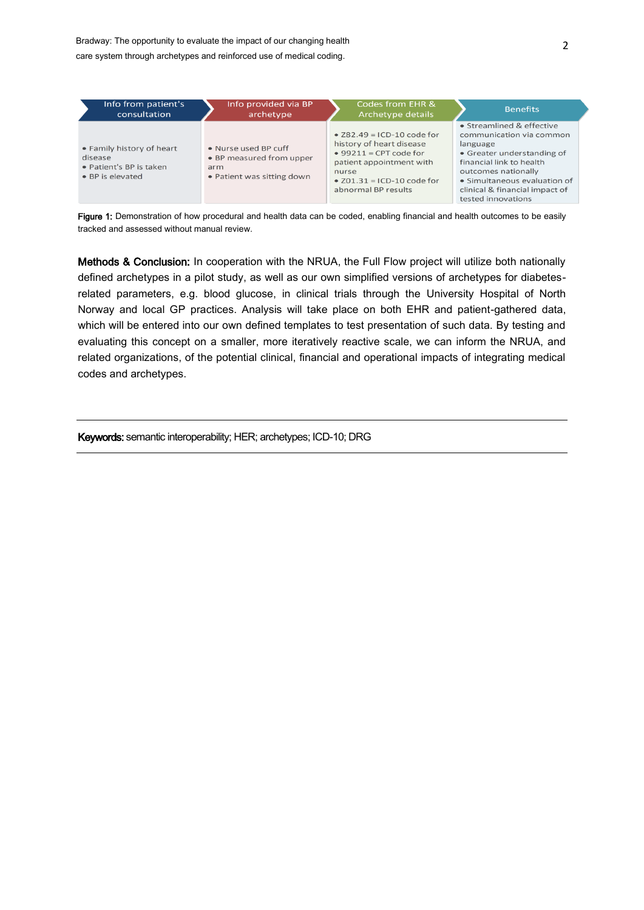| Info from patient's consultation | Info provided via BP archetype | Codes from EHR & Archetype details | Benefits |
| --- | --- | --- | --- |
| • Family history of heart disease<br>• Patient's BP is taken<br>• BP is elevated | • Nurse used BP cuff<br>• BP measured from upper arm<br>• Patient was sitting down | • Z82.49 = ICD-10 code for history of heart disease<br>• 99211 = CPT code for patient appointment with nurse<br>• Z01.31 = ICD-10 code for abnormal BP results | • Streamlined & effective communication via common language<br>• Greater understanding of financial link to health outcomes nationally<br>• Simultaneous evaluation of clinical & financial impact of tested innovations |

**Figure 1:** Demonstration of how procedural and health data can be coded, enabling financial and health outcomes to be easily tracked and assessed without manual review.

**Methods & Conclusion:** In cooperation with the NRUA, the Full Flow project will utilize both nationally defined archetypes in a pilot study, as well as our own simplified versions of archetypes for diabetes-related parameters, e.g. blood glucose, in clinical trials through the University Hospital of North Norway and local GP practices. Analysis will take place on both EHR and patient-gathered data, which will be entered into our own defined templates to test presentation of such data. By testing and evaluating this concept on a smaller, more iteratively reactive scale, we can inform the NRUA, and related organizations, of the potential clinical, financial and operational impacts of integrating medical codes and archetypes.

---

**Keywords:** semantic interoperability; HER; archetypes; ICD-10; DRG

---